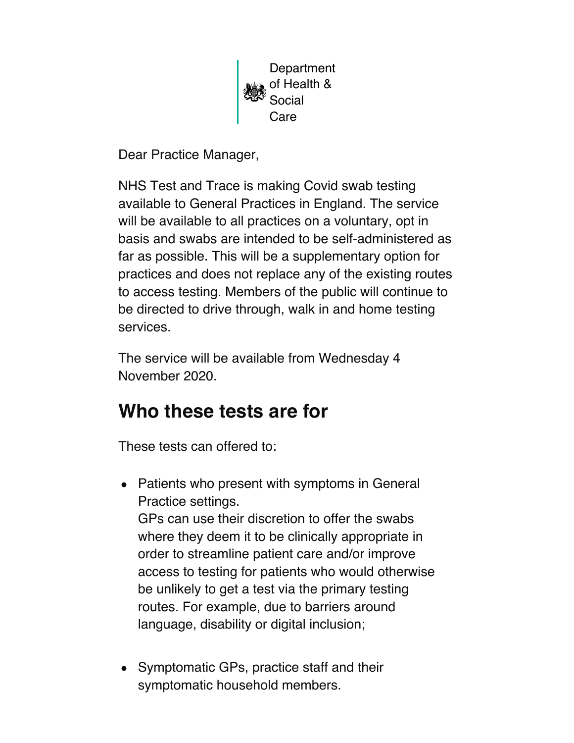Department of Health & Social Care

Dear Practice Manager,

NHS Test and Trace is making Covid swab testing available to General Practices in England. The service will be available to all practices on a voluntary, opt in basis and swabs are intended to be self-administered as far as possible. This will be a supplementary option for practices and does not replace any of the existing routes to access testing. Members of the public will continue to be directed to drive through, walk in and home testing services.

The service will be available from Wednesday 4 November 2020.

## Who these tests are for

These tests can offered to:

- Patients who present with symptoms in General Practice settings.
  GPs can use their discretion to offer the swabs where they deem it to be clinically appropriate in order to streamline patient care and/or improve access to testing for patients who would otherwise be unlikely to get a test via the primary testing routes. For example, due to barriers around language, disability or digital inclusion;

- Symptomatic GPs, practice staff and their symptomatic household members.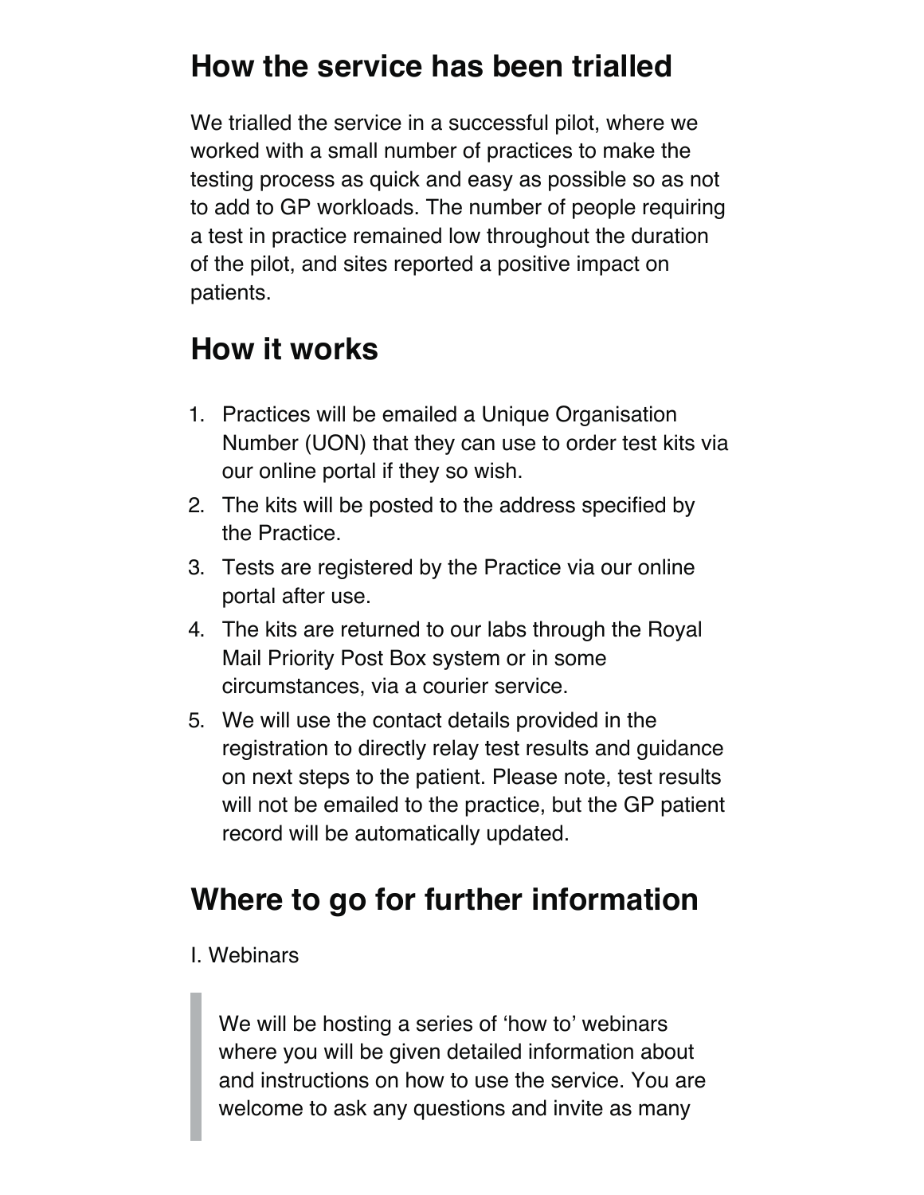## How the service has been trialled

We trialled the service in a successful pilot, where we worked with a small number of practices to make the testing process as quick and easy as possible so as not to add to GP workloads. The number of people requiring a test in practice remained low throughout the duration of the pilot, and sites reported a positive impact on patients.

## How it works

1. Practices will be emailed a Unique Organisation Number (UON) that they can use to order test kits via our online portal if they so wish.
2. The kits will be posted to the address specified by the Practice.
3. Tests are registered by the Practice via our online portal after use.
4. The kits are returned to our labs through the Royal Mail Priority Post Box system or in some circumstances, via a courier service.
5. We will use the contact details provided in the registration to directly relay test results and guidance on next steps to the patient. Please note, test results will not be emailed to the practice, but the GP patient record will be automatically updated.

## Where to go for further information

I. Webinars

> We will be hosting a series of 'how to' webinars where you will be given detailed information about and instructions on how to use the service. You are welcome to ask any questions and invite as many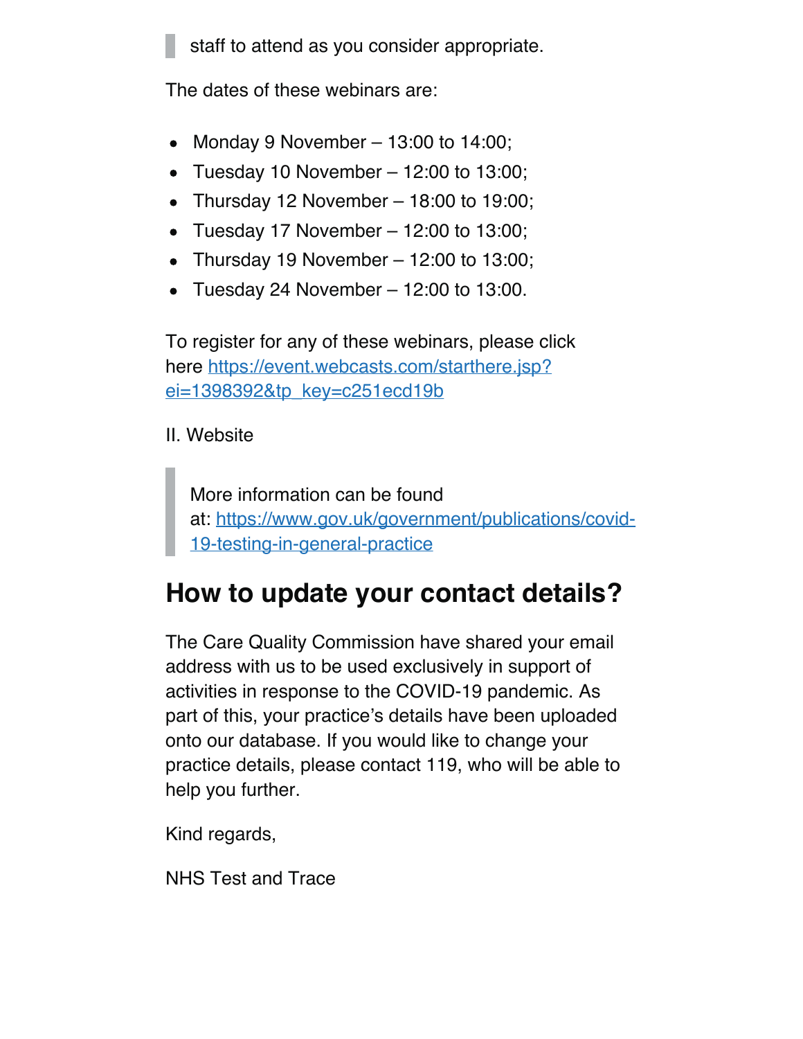> staff to attend as you consider appropriate.

The dates of these webinars are:

- Monday 9 November – 13:00 to 14:00;
- Tuesday 10 November – 12:00 to 13:00;
- Thursday 12 November – 18:00 to 19:00;
- Tuesday 17 November – 12:00 to 13:00;
- Thursday 19 November – 12:00 to 13:00;
- Tuesday 24 November – 12:00 to 13:00.

To register for any of these webinars, please click here [https://event.webcasts.com/starthere.jsp?ei=1398392&tp_key=c251ecd19b](https://event.webcasts.com/starthere.jsp?ei=1398392&tp_key=c251ecd19b)

II. Website

> More information can be found at: [https://www.gov.uk/government/publications/covid-19-testing-in-general-practice](https://www.gov.uk/government/publications/covid-19-testing-in-general-practice)

## How to update your contact details?

The Care Quality Commission have shared your email address with us to be used exclusively in support of activities in response to the COVID-19 pandemic. As part of this, your practice's details have been uploaded onto our database. If you would like to change your practice details, please contact 119, who will be able to help you further.

Kind regards,

NHS Test and Trace